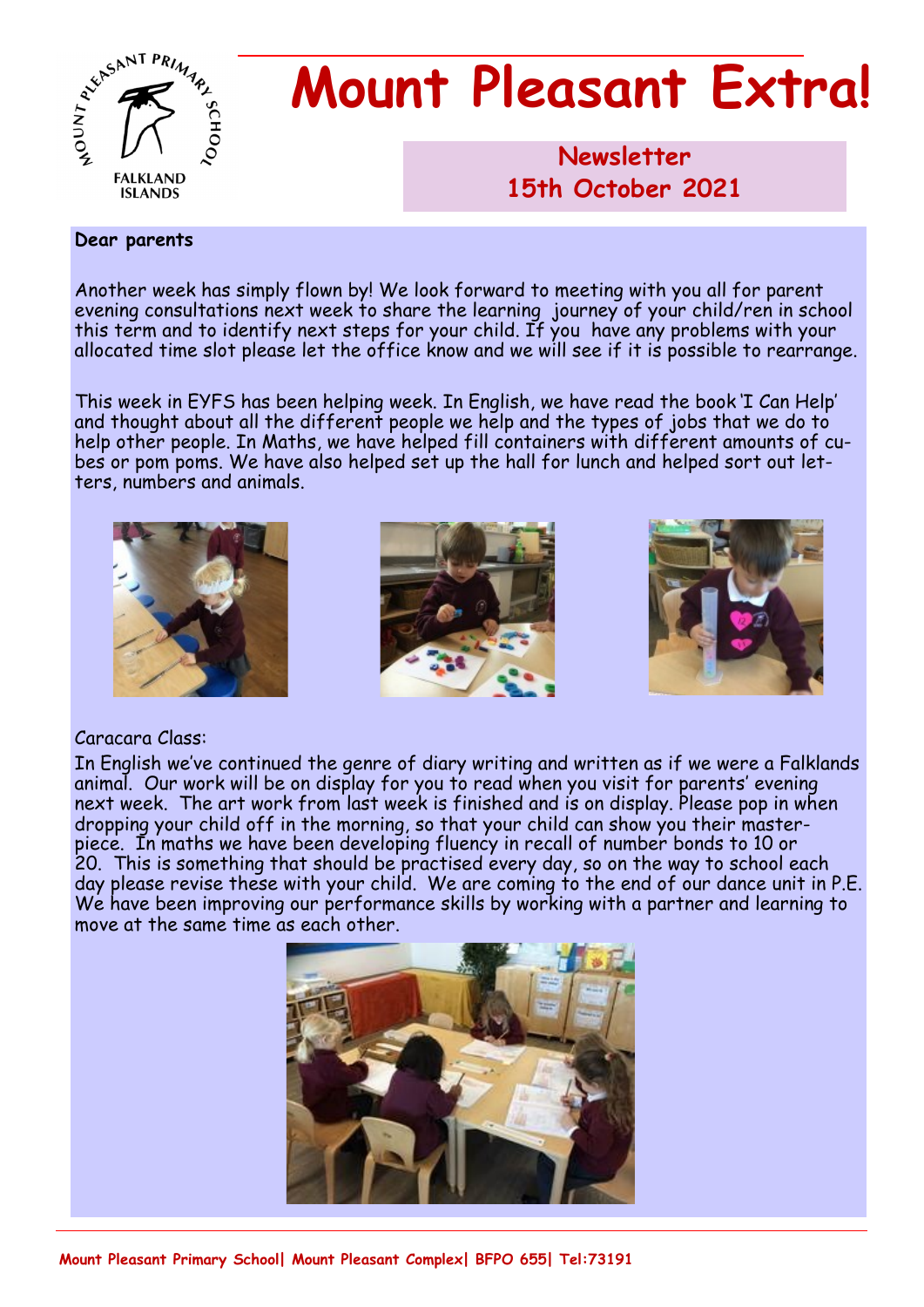# Mount Pleasant Extra!

**Newsletter**
**15th October 2021**

**Dear parents**

Another week has simply flown by! We look forward to meeting with you all for parent evening consultations next week to share the learning journey of your child/ren in school this term and to identify next steps for your child. If you have any problems with your allocated time slot please let the office know and we will see if it is possible to rearrange.

This week in EYFS has been helping week. In English, we have read the book 'I Can Help' and thought about all the different people we help and the types of jobs that we do to help other people. In Maths, we have helped fill containers with different amounts of cubes or pom poms. We have also helped set up the hall for lunch and helped sort out letters, numbers and animals.

Caracara Class:

In English we've continued the genre of diary writing and written as if we were a Falklands animal. Our work will be on display for you to read when you visit for parents' evening next week. The art work from last week is finished and is on display. Please pop in when dropping your child off in the morning, so that your child can show you their masterpiece. In maths we have been developing fluency in recall of number bonds to 10 or 20. This is something that should be practised every day, so on the way to school each day please revise these with your child. We are coming to the end of our dance unit in P.E. We have been improving our performance skills by working with a partner and learning to move at the same time as each other.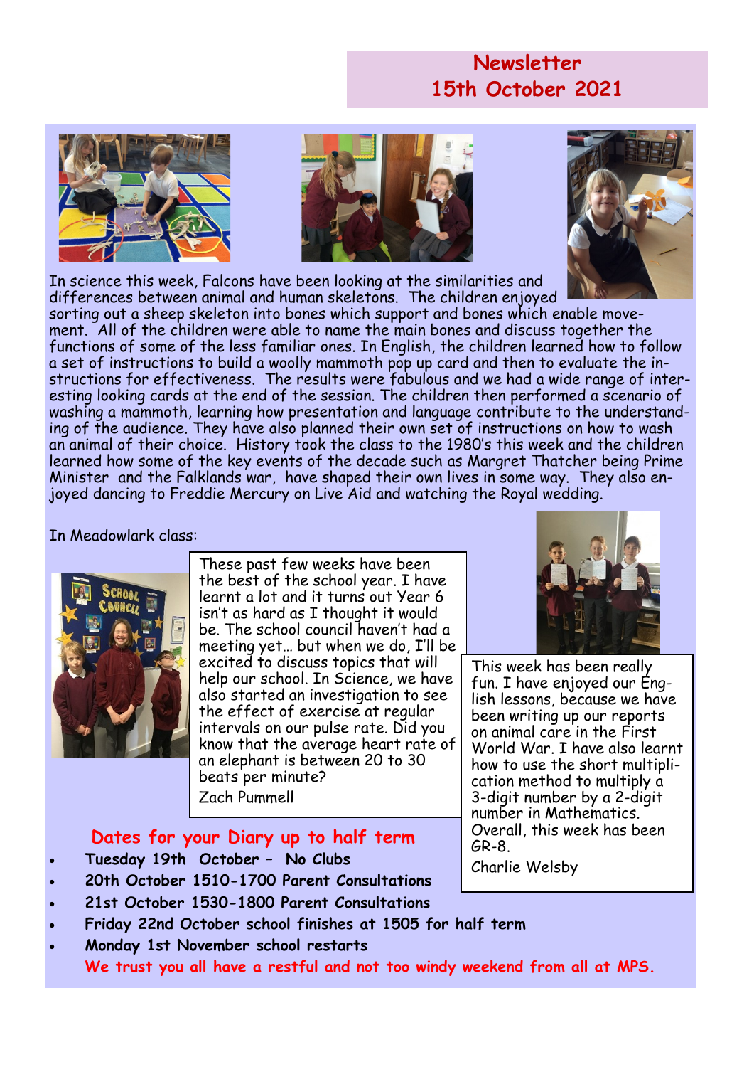# Newsletter
# 15th October 2021

In science this week, Falcons have been looking at the similarities and differences between animal and human skeletons. The children enjoyed sorting out a sheep skeleton into bones which support and bones which enable movement. All of the children were able to name the main bones and discuss together the functions of some of the less familiar ones. In English, the children learned how to follow a set of instructions to build a woolly mammoth pop up card and then to evaluate the instructions for effectiveness. The results were fabulous and we had a wide range of interesting looking cards at the end of the session. The children then performed a scenario of washing a mammoth, learning how presentation and language contribute to the understanding of the audience. They have also planned their own set of instructions on how to wash an animal of their choice. History took the class to the 1980's this week and the children learned how some of the key events of the decade such as Margret Thatcher being Prime Minister and the Falklands war, have shaped their own lives in some way. They also enjoyed dancing to Freddie Mercury on Live Aid and watching the Royal wedding.

In Meadowlark class:

These past few weeks have been the best of the school year. I have learnt a lot and it turns out Year 6 isn't as hard as I thought it would be. The school council haven't had a meeting yet… but when we do, I'll be excited to discuss topics that will help our school. In Science, we have also started an investigation to see the effect of exercise at regular intervals on our pulse rate. Did you know that the average heart rate of an elephant is between 20 to 30 beats per minute?

Zach Pummell

This week has been really fun. I have enjoyed our English lessons, because we have been writing up our reports on animal care in the First World War. I have also learnt how to use the short multiplication method to multiply a 3-digit number by a 2-digit number in Mathematics. Overall, this week has been GR-8.

Charlie Welsby

## Dates for your Diary up to half term

- **Tuesday 19th October – No Clubs**
- **20th October 1510-1700 Parent Consultations**
- **21st October 1530-1800 Parent Consultations**
- **Friday 22nd October school finishes at 1505 for half term**
- **Monday 1st November school restarts**

**We trust you all have a restful and not too windy weekend from all at MPS.**